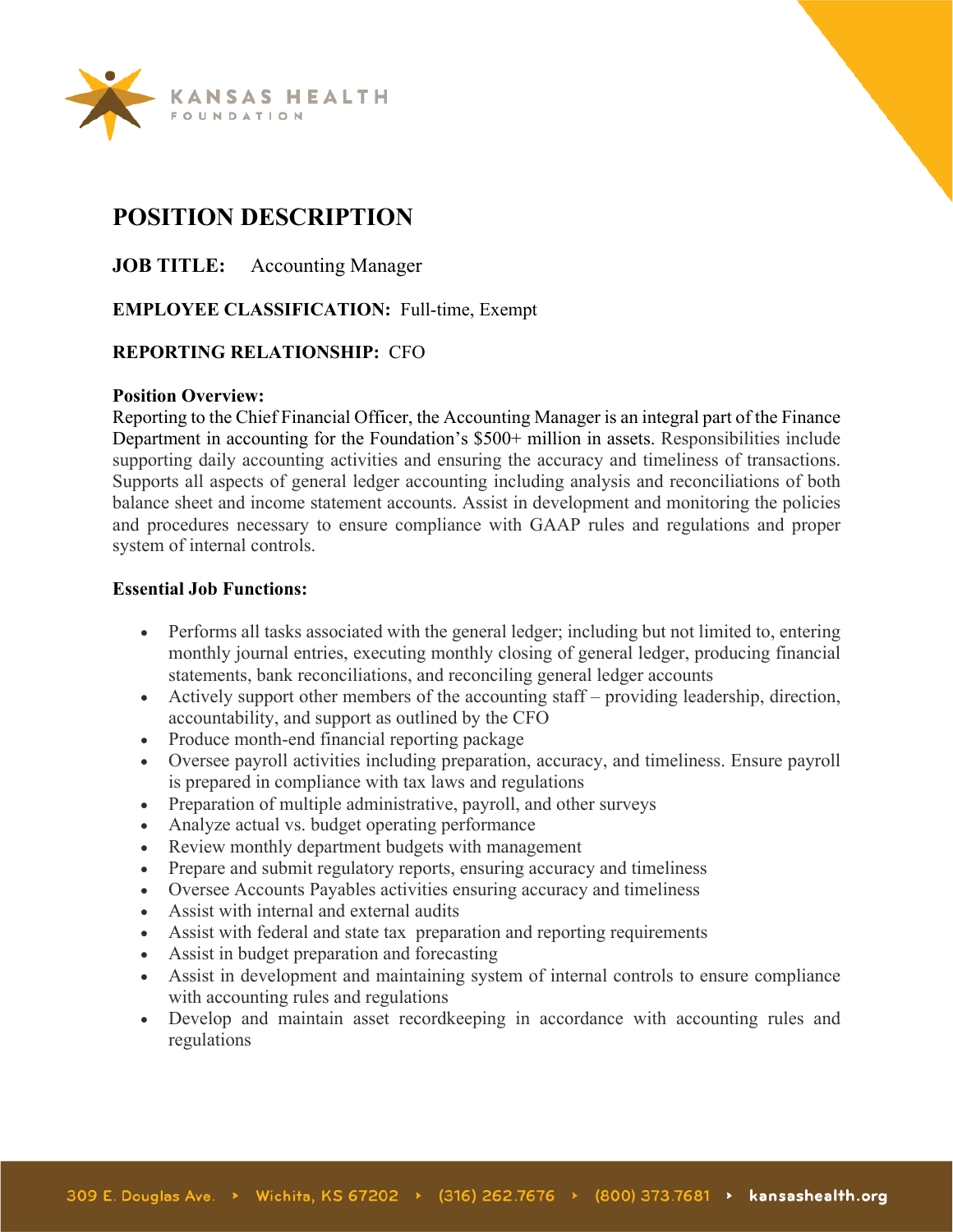KANSAS HEALTH FOUNDATION

# POSITION DESCRIPTION

**JOB TITLE:** Accounting Manager

**EMPLOYEE CLASSIFICATION:** Full-time, Exempt

**REPORTING RELATIONSHIP:** CFO

**Position Overview:**
Reporting to the Chief Financial Officer, the Accounting Manager is an integral part of the Finance Department in accounting for the Foundation's $500+ million in assets. Responsibilities include supporting daily accounting activities and ensuring the accuracy and timeliness of transactions. Supports all aspects of general ledger accounting including analysis and reconciliations of both balance sheet and income statement accounts. Assist in development and monitoring the policies and procedures necessary to ensure compliance with GAAP rules and regulations and proper system of internal controls.

**Essential Job Functions:**

- Performs all tasks associated with the general ledger; including but not limited to, entering monthly journal entries, executing monthly closing of general ledger, producing financial statements, bank reconciliations, and reconciling general ledger accounts
- Actively support other members of the accounting staff – providing leadership, direction, accountability, and support as outlined by the CFO
- Produce month-end financial reporting package
- Oversee payroll activities including preparation, accuracy, and timeliness. Ensure payroll is prepared in compliance with tax laws and regulations
- Preparation of multiple administrative, payroll, and other surveys
- Analyze actual vs. budget operating performance
- Review monthly department budgets with management
- Prepare and submit regulatory reports, ensuring accuracy and timeliness
- Oversee Accounts Payables activities ensuring accuracy and timeliness
- Assist with internal and external audits
- Assist with federal and state tax preparation and reporting requirements
- Assist in budget preparation and forecasting
- Assist in development and maintaining system of internal controls to ensure compliance with accounting rules and regulations
- Develop and maintain asset recordkeeping in accordance with accounting rules and regulations

309 E. Douglas Ave. ‣ Wichita, KS 67202 ‣ (316) 262.7676 ‣ (800) 373.7681 ‣ kansashealth.org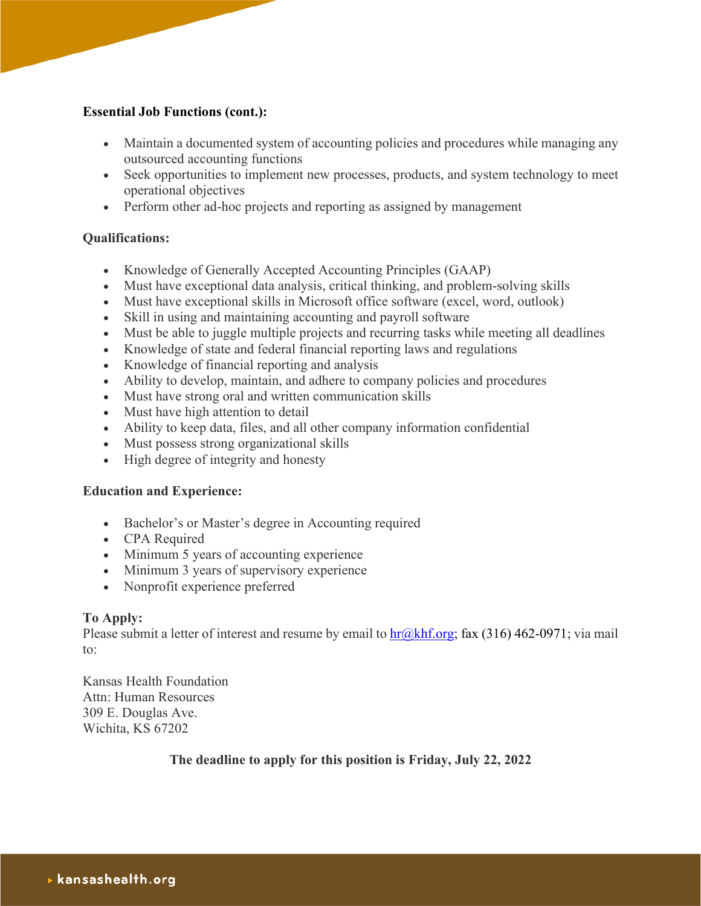**Essential Job Functions (cont.):**

- Maintain a documented system of accounting policies and procedures while managing any outsourced accounting functions
- Seek opportunities to implement new processes, products, and system technology to meet operational objectives
- Perform other ad-hoc projects and reporting as assigned by management

**Qualifications:**

- Knowledge of Generally Accepted Accounting Principles (GAAP)
- Must have exceptional data analysis, critical thinking, and problem-solving skills
- Must have exceptional skills in Microsoft office software (excel, word, outlook)
- Skill in using and maintaining accounting and payroll software
- Must be able to juggle multiple projects and recurring tasks while meeting all deadlines
- Knowledge of state and federal financial reporting laws and regulations
- Knowledge of financial reporting and analysis
- Ability to develop, maintain, and adhere to company policies and procedures
- Must have strong oral and written communication skills
- Must have high attention to detail
- Ability to keep data, files, and all other company information confidential
- Must possess strong organizational skills
- High degree of integrity and honesty

**Education and Experience:**

- Bachelor's or Master's degree in Accounting required
- CPA Required
- Minimum 5 years of accounting experience
- Minimum 3 years of supervisory experience
- Nonprofit experience preferred

**To Apply:**
Please submit a letter of interest and resume by email to hr@khf.org; fax (316) 462-0971; via mail to:

Kansas Health Foundation
Attn: Human Resources
309 E. Douglas Ave.
Wichita, KS 67202

**The deadline to apply for this position is Friday, July 22, 2022**

kansashealth.org